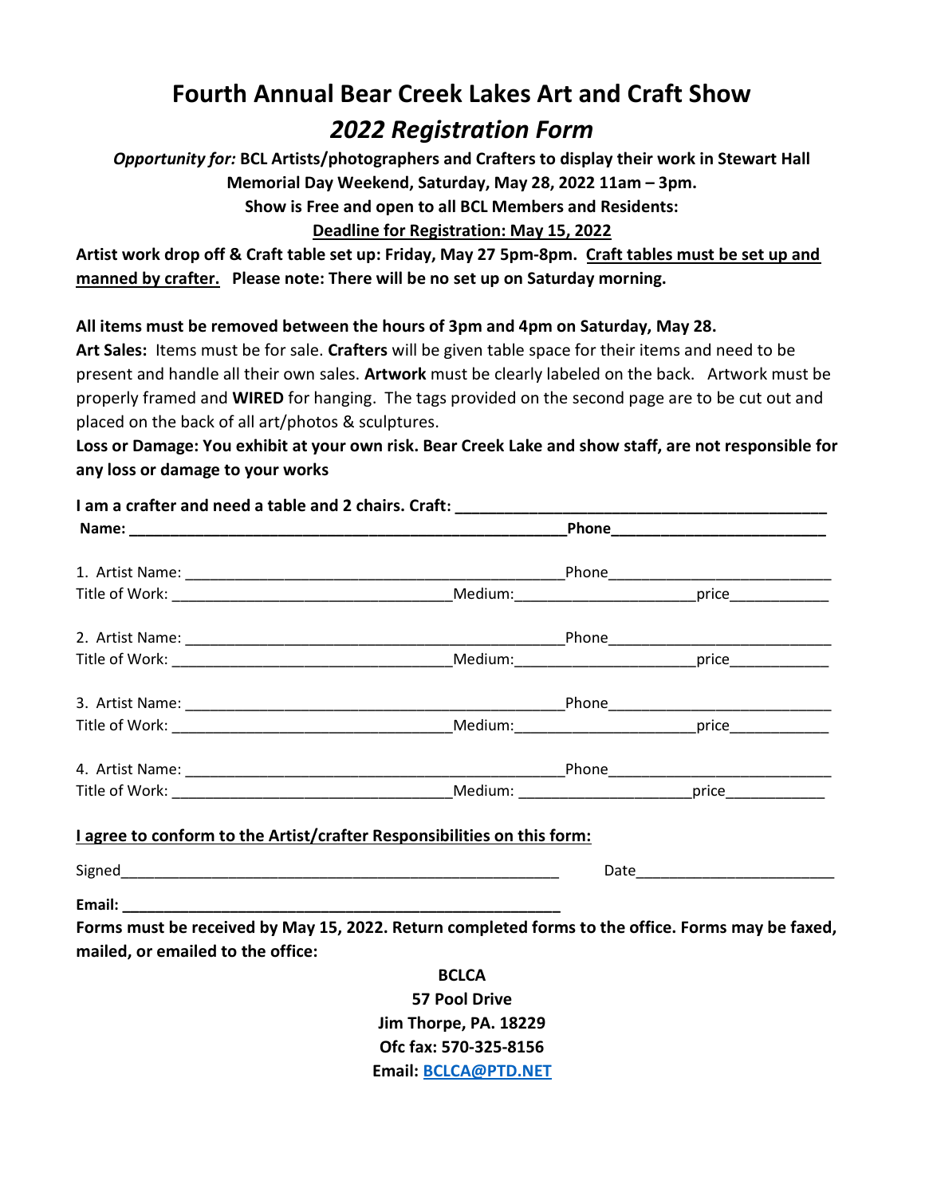# Fourth Annual Bear Creek Lakes Art and Craft Show

## *2022 Registration Form*

***Opportunity for:*** **BCL Artists/photographers and Crafters to display their work in Stewart Hall Memorial Day Weekend, Saturday, May 28, 2022 11am – 3pm.**

**Show is Free and open to all BCL Members and Residents:**

**<u>Deadline for Registration: May 15, 2022</u>**

**Artist work drop off & Craft table set up: Friday, May 27 5pm-8pm. <u>Craft tables must be set up and manned by crafter.</u> Please note: There will be no set up on Saturday morning.**

**All items must be removed between the hours of 3pm and 4pm on Saturday, May 28.**

**Art Sales:** Items must be for sale. **Crafters** will be given table space for their items and need to be present and handle all their own sales. **Artwork** must be clearly labeled on the back. Artwork must be properly framed and **WIRED** for hanging. The tags provided on the second page are to be cut out and placed on the back of all art/photos & sculptures.

**Loss or Damage: You exhibit at your own risk. Bear Creek Lake and show staff, are not responsible for any loss or damage to your works**

**I am a crafter and need a table and 2 chairs. Craft: ___________________________________________**

**Name: ____________________________________________________ Phone__________________________**

1. Artist Name: _____________________________________________ Phone__________________________
Title of Work: _________________________________ Medium:_____________________ price____________

2. Artist Name: _____________________________________________ Phone__________________________
Title of Work: _________________________________ Medium:_____________________ price____________

3. Artist Name: _____________________________________________ Phone__________________________
Title of Work: _________________________________ Medium:_____________________ price____________

4. Artist Name: _____________________________________________ Phone__________________________
Title of Work: _________________________________ Medium: ____________________ price____________

**<u>I agree to conform to the Artist/crafter Responsibilities on this form:</u>**

Signed____________________________________________________ Date_______________________

**Email: ____________________________________________________**

**Forms must be received by May 15, 2022. Return completed forms to the office. Forms may be faxed, mailed, or emailed to the office:**

**BCLCA**
**57 Pool Drive**
**Jim Thorpe, PA. 18229**
**Ofc fax: 570-325-8156**
**Email: BCLCA@PTD.NET**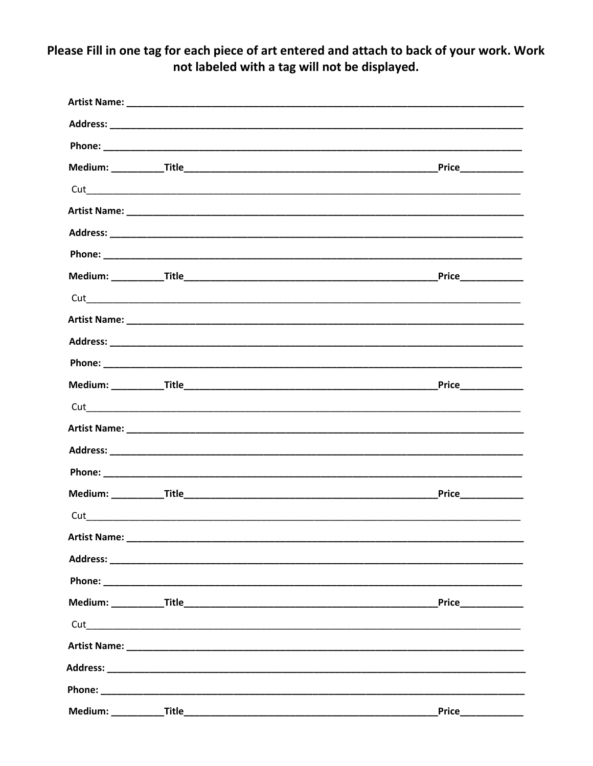**Please Fill in one tag for each piece of art entered and attach to back of your work. Work not labeled with a tag will not be displayed.**

**Artist Name:** ______________________________________________________________________

**Address:** ________________________________________________________________________

**Phone:** _________________________________________________________________________

**Medium:** __________**Title**_______________________________________________**Price**____________

Cut_______________________________________________________________________________

**Artist Name:** ______________________________________________________________________

**Address:** ________________________________________________________________________

**Phone:** _________________________________________________________________________

**Medium:** __________**Title**_______________________________________________**Price**____________

Cut_______________________________________________________________________________

**Artist Name:** ______________________________________________________________________

**Address:** ________________________________________________________________________

**Phone:** _________________________________________________________________________

**Medium:** __________**Title**_______________________________________________**Price**____________

Cut_______________________________________________________________________________

**Artist Name:** ______________________________________________________________________

**Address:** ________________________________________________________________________

**Phone:** _________________________________________________________________________

**Medium:** __________**Title**_______________________________________________**Price**____________

Cut_______________________________________________________________________________

**Artist Name:** ______________________________________________________________________

**Address:** ________________________________________________________________________

**Phone:** _________________________________________________________________________

**Medium:** __________**Title**_______________________________________________**Price**____________

Cut_______________________________________________________________________________

**Artist Name:** ______________________________________________________________________

**Address:** ________________________________________________________________________

**Phone:** _________________________________________________________________________

**Medium:** __________**Title**_______________________________________________**Price**____________